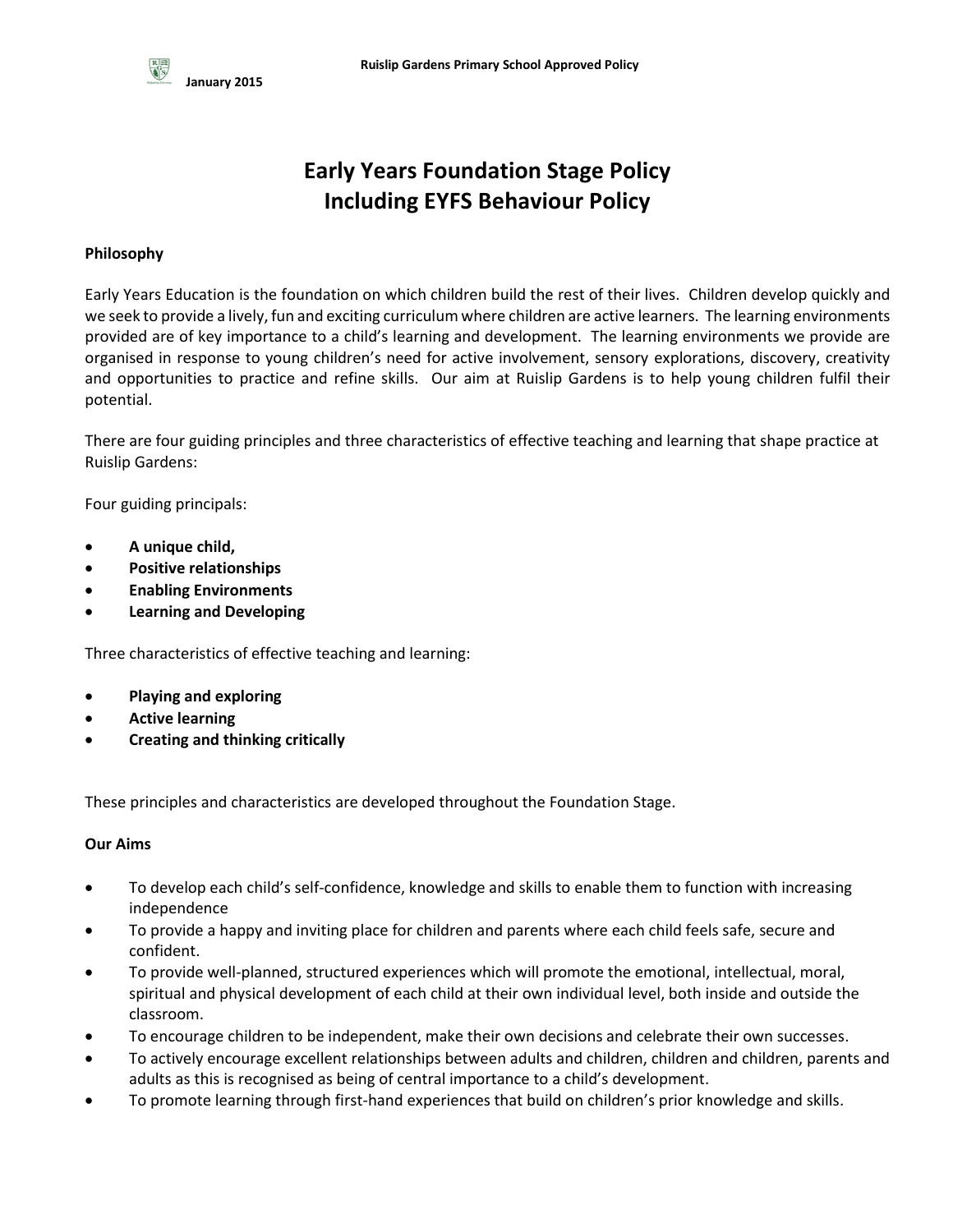# Early Years Foundation Stage Policy
# Including EYFS Behaviour Policy

**Philosophy**

Early Years Education is the foundation on which children build the rest of their lives. Children develop quickly and we seek to provide a lively, fun and exciting curriculum where children are active learners. The learning environments provided are of key importance to a child's learning and development. The learning environments we provide are organised in response to young children's need for active involvement, sensory explorations, discovery, creativity and opportunities to practice and refine skills. Our aim at Ruislip Gardens is to help young children fulfil their potential.

There are four guiding principles and three characteristics of effective teaching and learning that shape practice at Ruislip Gardens:

Four guiding principals:

- **A unique child,**
- **Positive relationships**
- **Enabling Environments**
- **Learning and Developing**

Three characteristics of effective teaching and learning:

- **Playing and exploring**
- **Active learning**
- **Creating and thinking critically**

These principles and characteristics are developed throughout the Foundation Stage.

**Our Aims**

- To develop each child's self-confidence, knowledge and skills to enable them to function with increasing independence
- To provide a happy and inviting place for children and parents where each child feels safe, secure and confident.
- To provide well-planned, structured experiences which will promote the emotional, intellectual, moral, spiritual and physical development of each child at their own individual level, both inside and outside the classroom.
- To encourage children to be independent, make their own decisions and celebrate their own successes.
- To actively encourage excellent relationships between adults and children, children and children, parents and adults as this is recognised as being of central importance to a child's development.
- To promote learning through first-hand experiences that build on children's prior knowledge and skills.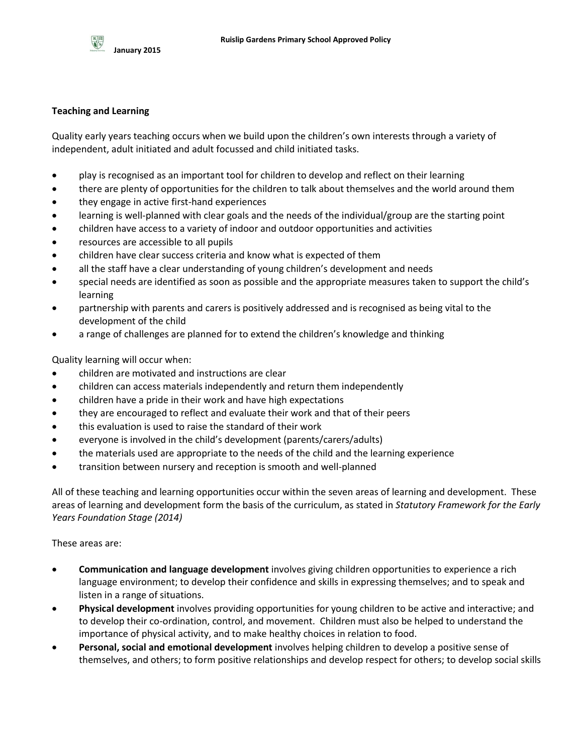## Teaching and Learning

Quality early years teaching occurs when we build upon the children's own interests through a variety of independent, adult initiated and adult focussed and child initiated tasks.

- play is recognised as an important tool for children to develop and reflect on their learning
- there are plenty of opportunities for the children to talk about themselves and the world around them
- they engage in active first-hand experiences
- learning is well-planned with clear goals and the needs of the individual/group are the starting point
- children have access to a variety of indoor and outdoor opportunities and activities
- resources are accessible to all pupils
- children have clear success criteria and know what is expected of them
- all the staff have a clear understanding of young children's development and needs
- special needs are identified as soon as possible and the appropriate measures taken to support the child's learning
- partnership with parents and carers is positively addressed and is recognised as being vital to the development of the child
- a range of challenges are planned for to extend the children's knowledge and thinking

Quality learning will occur when:

- children are motivated and instructions are clear
- children can access materials independently and return them independently
- children have a pride in their work and have high expectations
- they are encouraged to reflect and evaluate their work and that of their peers
- this evaluation is used to raise the standard of their work
- everyone is involved in the child's development (parents/carers/adults)
- the materials used are appropriate to the needs of the child and the learning experience
- transition between nursery and reception is smooth and well-planned

All of these teaching and learning opportunities occur within the seven areas of learning and development. These areas of learning and development form the basis of the curriculum, as stated in *Statutory Framework for the Early Years Foundation Stage (2014)*

These areas are:

- **Communication and language development** involves giving children opportunities to experience a rich language environment; to develop their confidence and skills in expressing themselves; and to speak and listen in a range of situations.
- **Physical development** involves providing opportunities for young children to be active and interactive; and to develop their co-ordination, control, and movement. Children must also be helped to understand the importance of physical activity, and to make healthy choices in relation to food.
- **Personal, social and emotional development** involves helping children to develop a positive sense of themselves, and others; to form positive relationships and develop respect for others; to develop social skills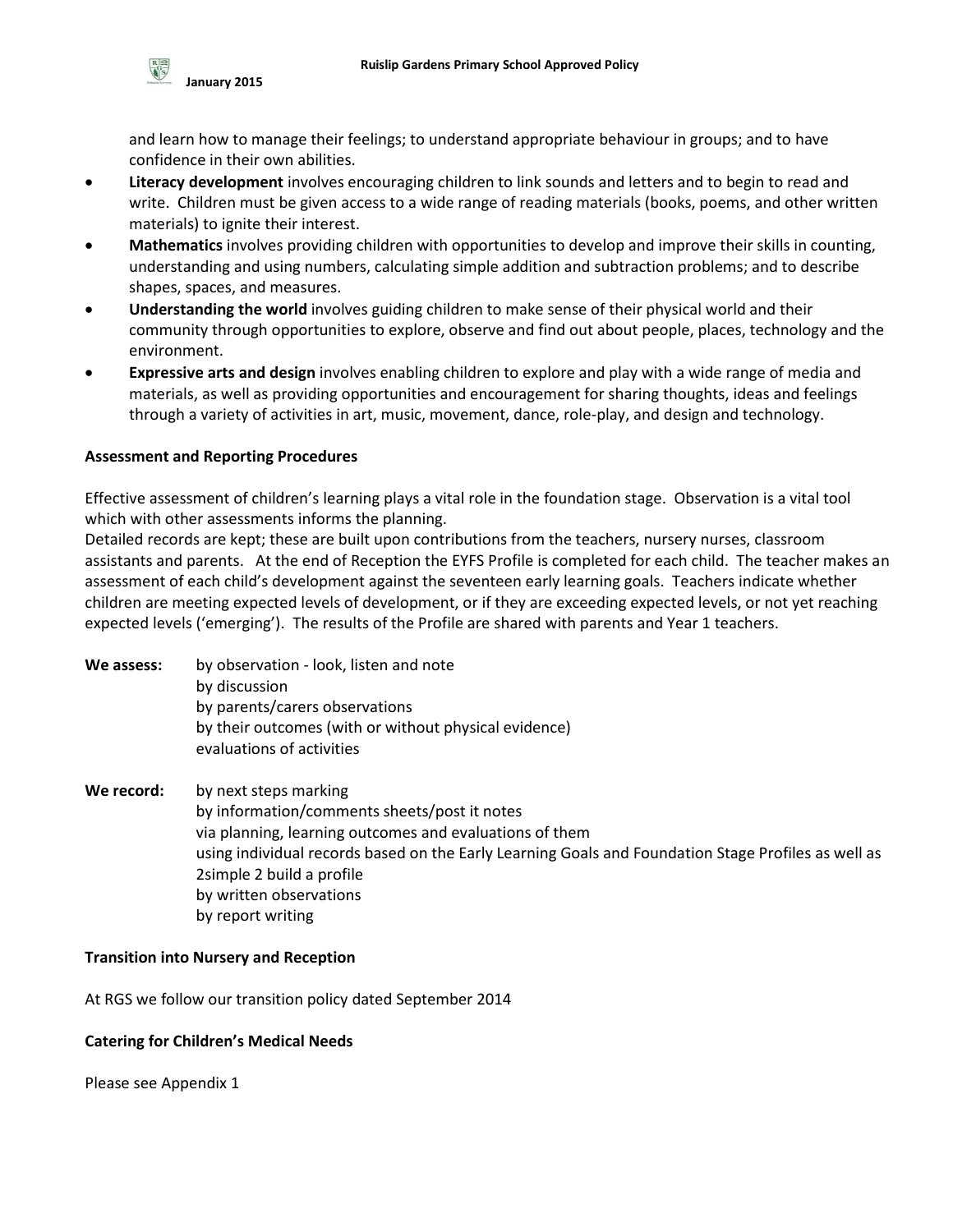and learn how to manage their feelings; to understand appropriate behaviour in groups; and to have confidence in their own abilities.

- **Literacy development** involves encouraging children to link sounds and letters and to begin to read and write. Children must be given access to a wide range of reading materials (books, poems, and other written materials) to ignite their interest.
- **Mathematics** involves providing children with opportunities to develop and improve their skills in counting, understanding and using numbers, calculating simple addition and subtraction problems; and to describe shapes, spaces, and measures.
- **Understanding the world** involves guiding children to make sense of their physical world and their community through opportunities to explore, observe and find out about people, places, technology and the environment.
- **Expressive arts and design** involves enabling children to explore and play with a wide range of media and materials, as well as providing opportunities and encouragement for sharing thoughts, ideas and feelings through a variety of activities in art, music, movement, dance, role-play, and design and technology.

**Assessment and Reporting Procedures**

Effective assessment of children's learning plays a vital role in the foundation stage. Observation is a vital tool which with other assessments informs the planning.
Detailed records are kept; these are built upon contributions from the teachers, nursery nurses, classroom assistants and parents. At the end of Reception the EYFS Profile is completed for each child. The teacher makes an assessment of each child's development against the seventeen early learning goals. Teachers indicate whether children are meeting expected levels of development, or if they are exceeding expected levels, or not yet reaching expected levels ('emerging'). The results of the Profile are shared with parents and Year 1 teachers.

**We assess:**
by observation - look, listen and note
by discussion
by parents/carers observations
by their outcomes (with or without physical evidence)
evaluations of activities

**We record:**
by next steps marking
by information/comments sheets/post it notes
via planning, learning outcomes and evaluations of them
using individual records based on the Early Learning Goals and Foundation Stage Profiles as well as 2simple 2 build a profile
by written observations
by report writing

**Transition into Nursery and Reception**

At RGS we follow our transition policy dated September 2014

**Catering for Children's Medical Needs**

Please see Appendix 1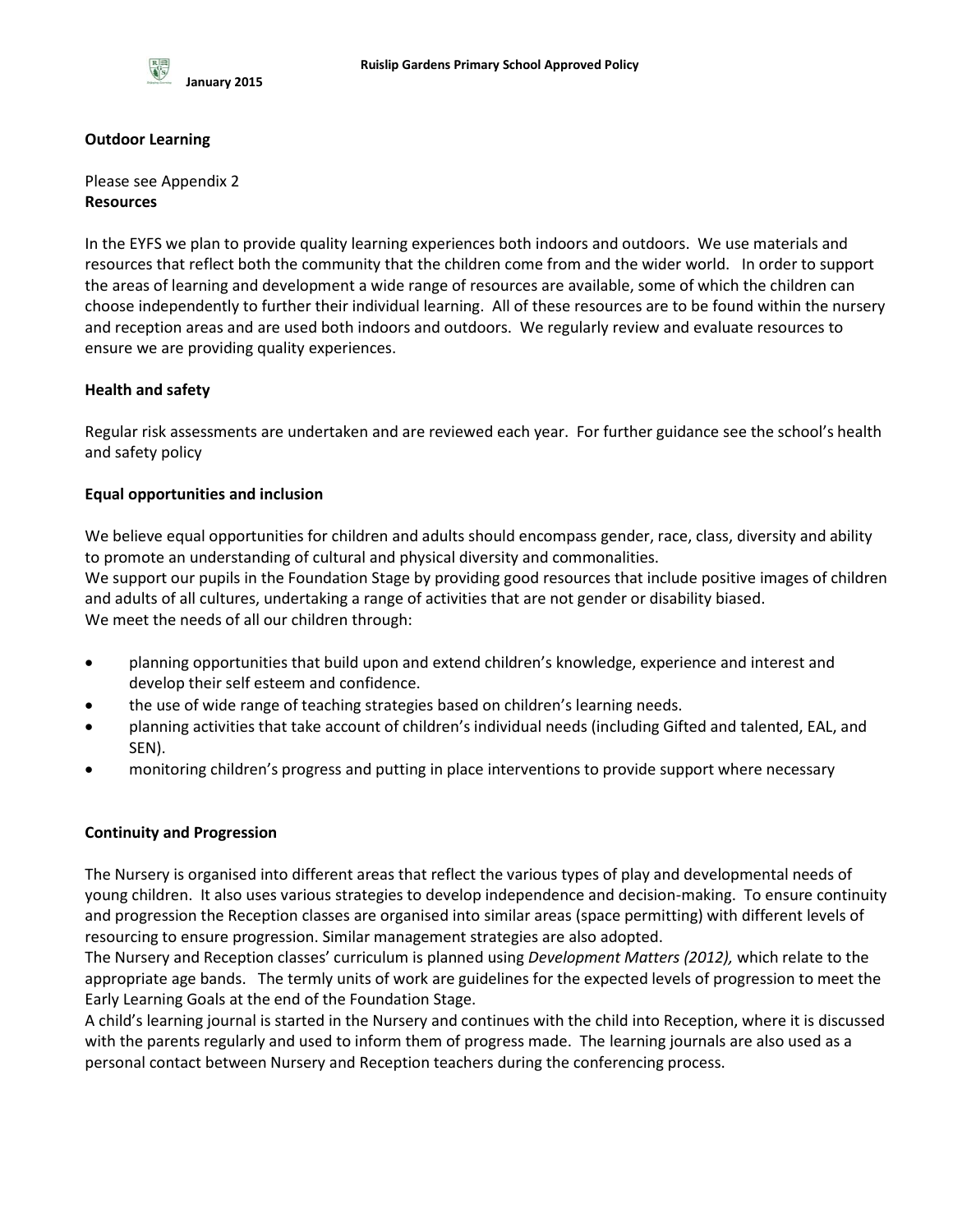## Outdoor Learning

Please see Appendix 2

## Resources

In the EYFS we plan to provide quality learning experiences both indoors and outdoors. We use materials and resources that reflect both the community that the children come from and the wider world. In order to support the areas of learning and development a wide range of resources are available, some of which the children can choose independently to further their individual learning. All of these resources are to be found within the nursery and reception areas and are used both indoors and outdoors. We regularly review and evaluate resources to ensure we are providing quality experiences.

## Health and safety

Regular risk assessments are undertaken and are reviewed each year. For further guidance see the school's health and safety policy

## Equal opportunities and inclusion

We believe equal opportunities for children and adults should encompass gender, race, class, diversity and ability to promote an understanding of cultural and physical diversity and commonalities.
We support our pupils in the Foundation Stage by providing good resources that include positive images of children and adults of all cultures, undertaking a range of activities that are not gender or disability biased.
We meet the needs of all our children through:

- planning opportunities that build upon and extend children's knowledge, experience and interest and develop their self esteem and confidence.
- the use of wide range of teaching strategies based on children's learning needs.
- planning activities that take account of children's individual needs (including Gifted and talented, EAL, and SEN).
- monitoring children's progress and putting in place interventions to provide support where necessary

## Continuity and Progression

The Nursery is organised into different areas that reflect the various types of play and developmental needs of young children. It also uses various strategies to develop independence and decision-making. To ensure continuity and progression the Reception classes are organised into similar areas (space permitting) with different levels of resourcing to ensure progression. Similar management strategies are also adopted.
The Nursery and Reception classes' curriculum is planned using *Development Matters (2012),* which relate to the appropriate age bands. The termly units of work are guidelines for the expected levels of progression to meet the Early Learning Goals at the end of the Foundation Stage.
A child's learning journal is started in the Nursery and continues with the child into Reception, where it is discussed with the parents regularly and used to inform them of progress made. The learning journals are also used as a personal contact between Nursery and Reception teachers during the conferencing process.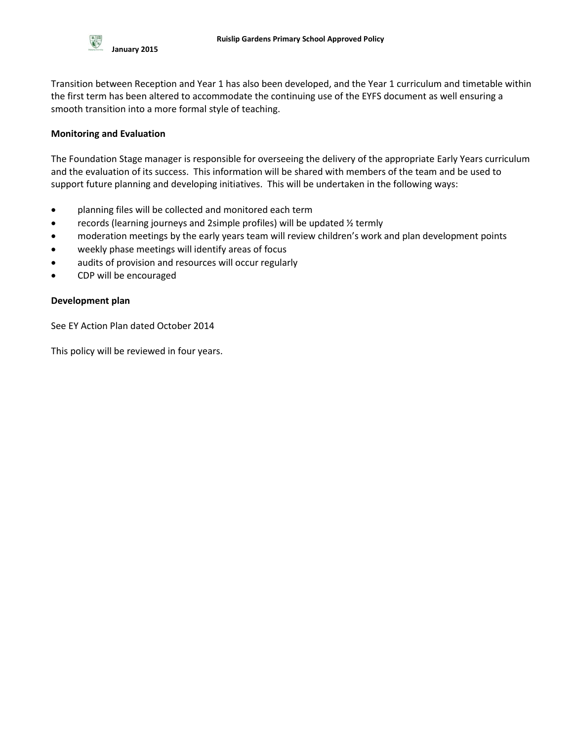Transition between Reception and Year 1 has also been developed, and the Year 1 curriculum and timetable within the first term has been altered to accommodate the continuing use of the EYFS document as well ensuring a smooth transition into a more formal style of teaching.

**Monitoring and Evaluation**

The Foundation Stage manager is responsible for overseeing the delivery of the appropriate Early Years curriculum and the evaluation of its success. This information will be shared with members of the team and be used to support future planning and developing initiatives. This will be undertaken in the following ways:

- planning files will be collected and monitored each term
- records (learning journeys and 2simple profiles) will be updated ½ termly
- moderation meetings by the early years team will review children's work and plan development points
- weekly phase meetings will identify areas of focus
- audits of provision and resources will occur regularly
- CDP will be encouraged

**Development plan**

See EY Action Plan dated October 2014

This policy will be reviewed in four years.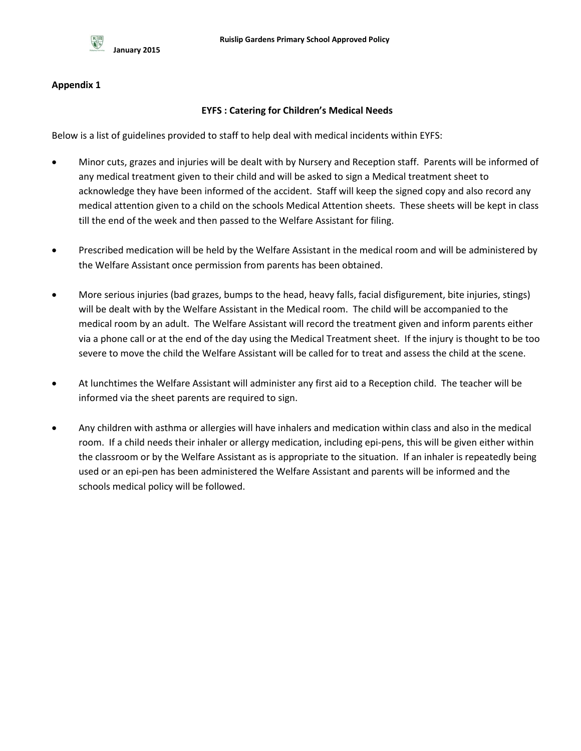## Appendix 1

### EYFS : Catering for Children's Medical Needs

Below is a list of guidelines provided to staff to help deal with medical incidents within EYFS:

- Minor cuts, grazes and injuries will be dealt with by Nursery and Reception staff. Parents will be informed of any medical treatment given to their child and will be asked to sign a Medical treatment sheet to acknowledge they have been informed of the accident. Staff will keep the signed copy and also record any medical attention given to a child on the schools Medical Attention sheets. These sheets will be kept in class till the end of the week and then passed to the Welfare Assistant for filing.

- Prescribed medication will be held by the Welfare Assistant in the medical room and will be administered by the Welfare Assistant once permission from parents has been obtained.

- More serious injuries (bad grazes, bumps to the head, heavy falls, facial disfigurement, bite injuries, stings) will be dealt with by the Welfare Assistant in the Medical room. The child will be accompanied to the medical room by an adult. The Welfare Assistant will record the treatment given and inform parents either via a phone call or at the end of the day using the Medical Treatment sheet. If the injury is thought to be too severe to move the child the Welfare Assistant will be called for to treat and assess the child at the scene.

- At lunchtimes the Welfare Assistant will administer any first aid to a Reception child. The teacher will be informed via the sheet parents are required to sign.

- Any children with asthma or allergies will have inhalers and medication within class and also in the medical room. If a child needs their inhaler or allergy medication, including epi-pens, this will be given either within the classroom or by the Welfare Assistant as is appropriate to the situation. If an inhaler is repeatedly being used or an epi-pen has been administered the Welfare Assistant and parents will be informed and the schools medical policy will be followed.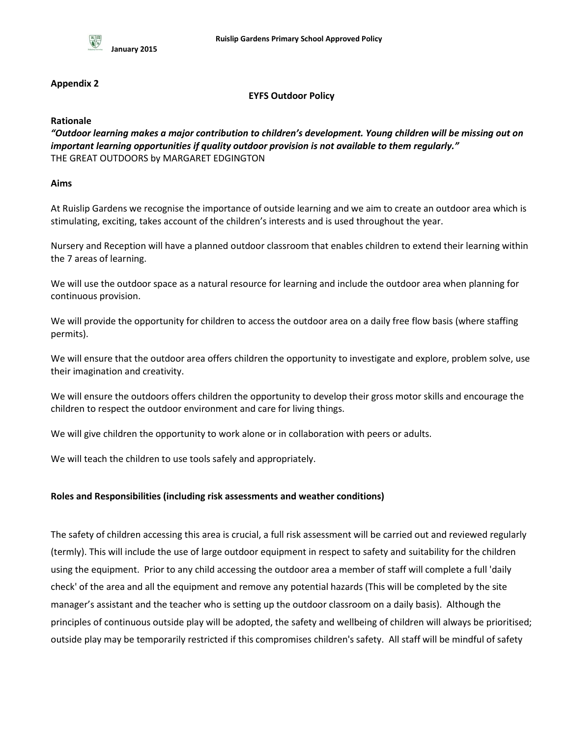**Appendix 2**

**EYFS Outdoor Policy**

**Rationale**

***"Outdoor learning makes a major contribution to children's development. Young children will be missing out on important learning opportunities if quality outdoor provision is not available to them regularly."***
THE GREAT OUTDOORS by MARGARET EDGINGTON

**Aims**

At Ruislip Gardens we recognise the importance of outside learning and we aim to create an outdoor area which is stimulating, exciting, takes account of the children's interests and is used throughout the year.

Nursery and Reception will have a planned outdoor classroom that enables children to extend their learning within the 7 areas of learning.

We will use the outdoor space as a natural resource for learning and include the outdoor area when planning for continuous provision.

We will provide the opportunity for children to access the outdoor area on a daily free flow basis (where staffing permits).

We will ensure that the outdoor area offers children the opportunity to investigate and explore, problem solve, use their imagination and creativity.

We will ensure the outdoors offers children the opportunity to develop their gross motor skills and encourage the children to respect the outdoor environment and care for living things.

We will give children the opportunity to work alone or in collaboration with peers or adults.

We will teach the children to use tools safely and appropriately.

**Roles and Responsibilities (including risk assessments and weather conditions)**

The safety of children accessing this area is crucial, a full risk assessment will be carried out and reviewed regularly (termly). This will include the use of large outdoor equipment in respect to safety and suitability for the children using the equipment. Prior to any child accessing the outdoor area a member of staff will complete a full 'daily check' of the area and all the equipment and remove any potential hazards (This will be completed by the site manager's assistant and the teacher who is setting up the outdoor classroom on a daily basis). Although the principles of continuous outside play will be adopted, the safety and wellbeing of children will always be prioritised; outside play may be temporarily restricted if this compromises children's safety. All staff will be mindful of safety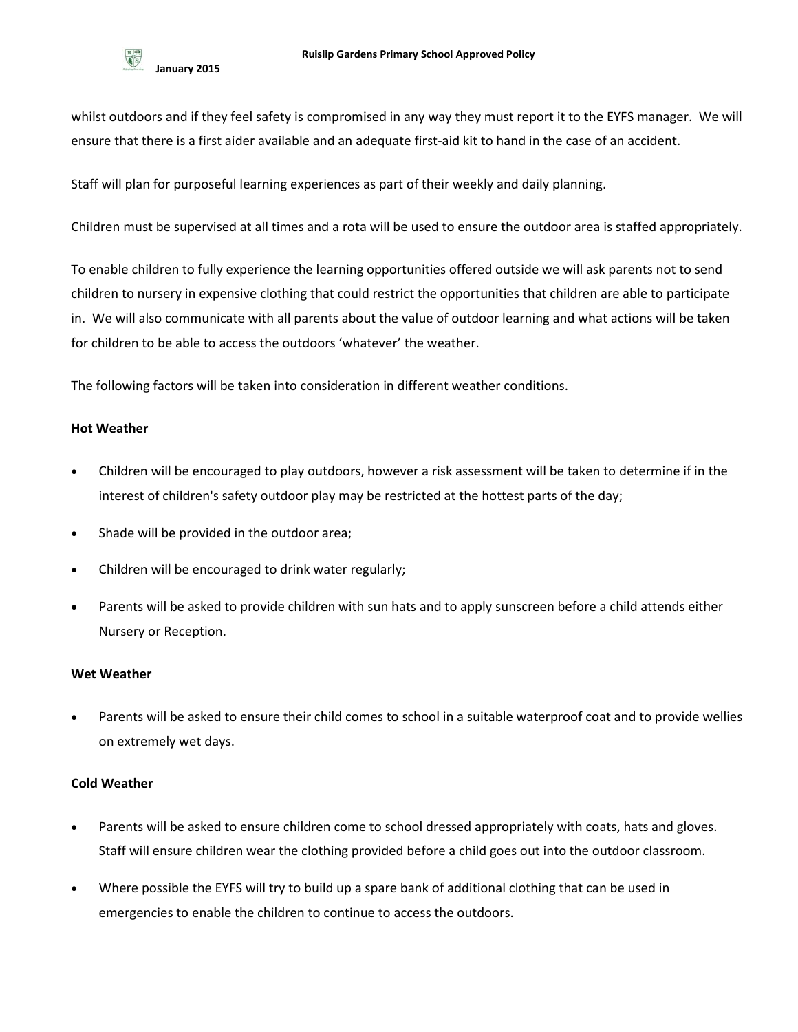whilst outdoors and if they feel safety is compromised in any way they must report it to the EYFS manager. We will ensure that there is a first aider available and an adequate first-aid kit to hand in the case of an accident.

Staff will plan for purposeful learning experiences as part of their weekly and daily planning.

Children must be supervised at all times and a rota will be used to ensure the outdoor area is staffed appropriately.

To enable children to fully experience the learning opportunities offered outside we will ask parents not to send children to nursery in expensive clothing that could restrict the opportunities that children are able to participate in. We will also communicate with all parents about the value of outdoor learning and what actions will be taken for children to be able to access the outdoors 'whatever' the weather.

The following factors will be taken into consideration in different weather conditions.

**Hot Weather**

- Children will be encouraged to play outdoors, however a risk assessment will be taken to determine if in the interest of children's safety outdoor play may be restricted at the hottest parts of the day;
- Shade will be provided in the outdoor area;
- Children will be encouraged to drink water regularly;
- Parents will be asked to provide children with sun hats and to apply sunscreen before a child attends either Nursery or Reception.

**Wet Weather**

- Parents will be asked to ensure their child comes to school in a suitable waterproof coat and to provide wellies on extremely wet days.

**Cold Weather**

- Parents will be asked to ensure children come to school dressed appropriately with coats, hats and gloves. Staff will ensure children wear the clothing provided before a child goes out into the outdoor classroom.
- Where possible the EYFS will try to build up a spare bank of additional clothing that can be used in emergencies to enable the children to continue to access the outdoors.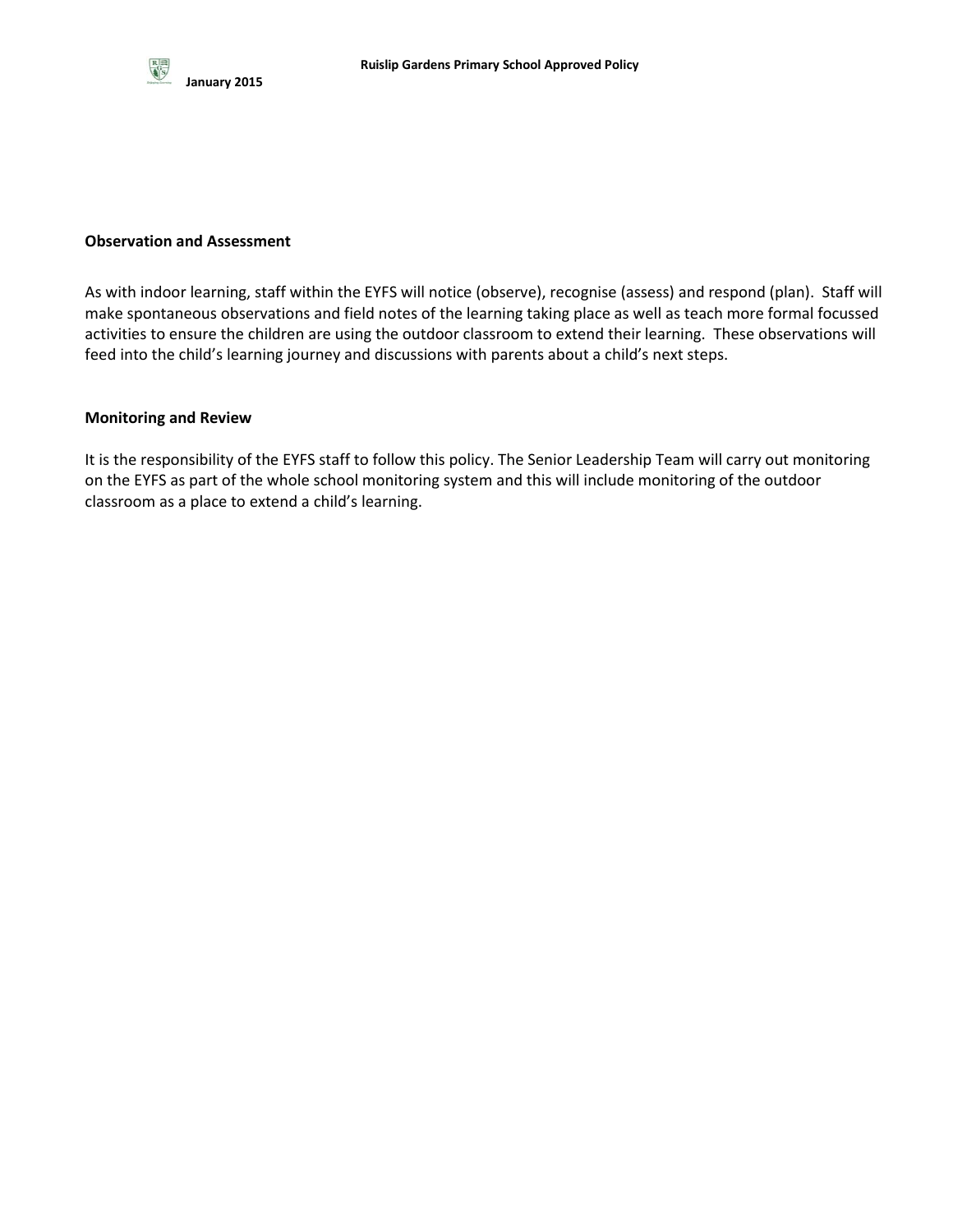**Observation and Assessment**

As with indoor learning, staff within the EYFS will notice (observe), recognise (assess) and respond (plan). Staff will make spontaneous observations and field notes of the learning taking place as well as teach more formal focussed activities to ensure the children are using the outdoor classroom to extend their learning. These observations will feed into the child's learning journey and discussions with parents about a child's next steps.

**Monitoring and Review**

It is the responsibility of the EYFS staff to follow this policy. The Senior Leadership Team will carry out monitoring on the EYFS as part of the whole school monitoring system and this will include monitoring of the outdoor classroom as a place to extend a child's learning.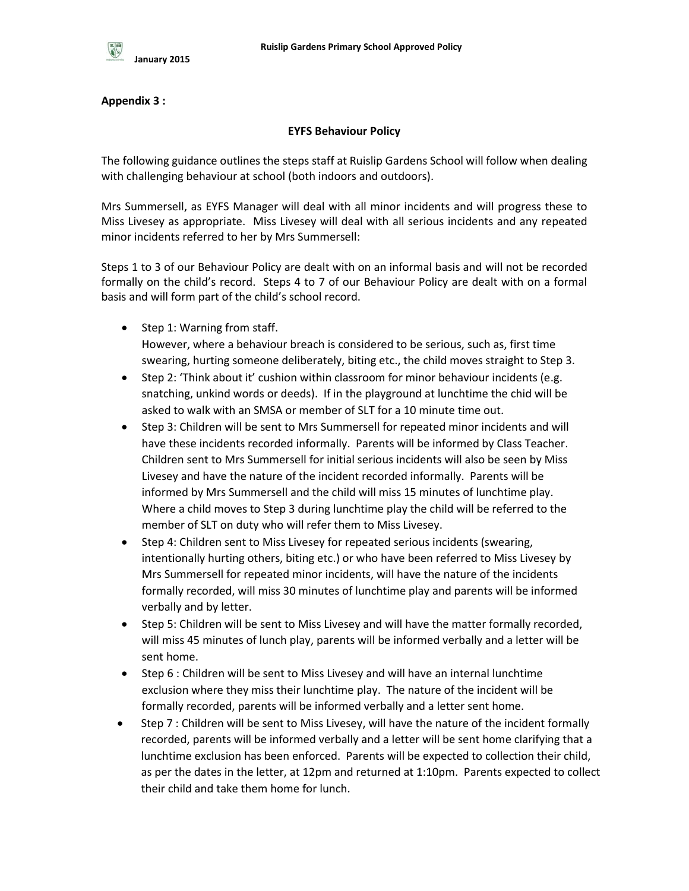**Appendix 3 :**

## EYFS Behaviour Policy

The following guidance outlines the steps staff at Ruislip Gardens School will follow when dealing with challenging behaviour at school (both indoors and outdoors).

Mrs Summersell, as EYFS Manager will deal with all minor incidents and will progress these to Miss Livesey as appropriate. Miss Livesey will deal with all serious incidents and any repeated minor incidents referred to her by Mrs Summersell:

Steps 1 to 3 of our Behaviour Policy are dealt with on an informal basis and will not be recorded formally on the child's record. Steps 4 to 7 of our Behaviour Policy are dealt with on a formal basis and will form part of the child's school record.

- Step 1: Warning from staff.
  However, where a behaviour breach is considered to be serious, such as, first time swearing, hurting someone deliberately, biting etc., the child moves straight to Step 3.
- Step 2: 'Think about it' cushion within classroom for minor behaviour incidents (e.g. snatching, unkind words or deeds). If in the playground at lunchtime the chid will be asked to walk with an SMSA or member of SLT for a 10 minute time out.
- Step 3: Children will be sent to Mrs Summersell for repeated minor incidents and will have these incidents recorded informally. Parents will be informed by Class Teacher. Children sent to Mrs Summersell for initial serious incidents will also be seen by Miss Livesey and have the nature of the incident recorded informally. Parents will be informed by Mrs Summersell and the child will miss 15 minutes of lunchtime play. Where a child moves to Step 3 during lunchtime play the child will be referred to the member of SLT on duty who will refer them to Miss Livesey.
- Step 4: Children sent to Miss Livesey for repeated serious incidents (swearing, intentionally hurting others, biting etc.) or who have been referred to Miss Livesey by Mrs Summersell for repeated minor incidents, will have the nature of the incidents formally recorded, will miss 30 minutes of lunchtime play and parents will be informed verbally and by letter.
- Step 5: Children will be sent to Miss Livesey and will have the matter formally recorded, will miss 45 minutes of lunch play, parents will be informed verbally and a letter will be sent home.
- Step 6 : Children will be sent to Miss Livesey and will have an internal lunchtime exclusion where they miss their lunchtime play. The nature of the incident will be formally recorded, parents will be informed verbally and a letter sent home.
- Step 7 : Children will be sent to Miss Livesey, will have the nature of the incident formally recorded, parents will be informed verbally and a letter will be sent home clarifying that a lunchtime exclusion has been enforced. Parents will be expected to collection their child, as per the dates in the letter, at 12pm and returned at 1:10pm. Parents expected to collect their child and take them home for lunch.